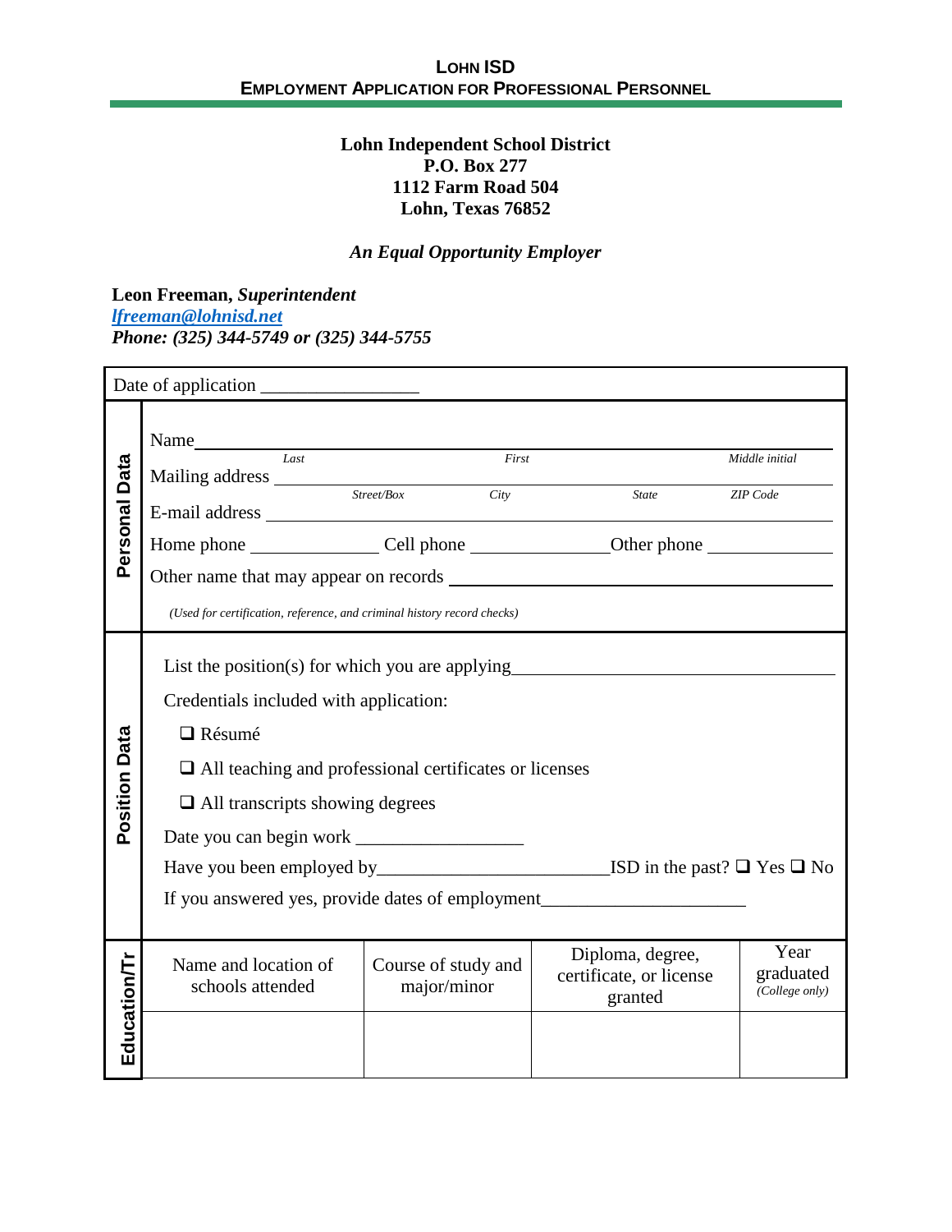**Lohn ISD**
**Employment Application for Professional Personnel**

**Lohn Independent School District**
**P.O. Box 277**
**1112 Farm Road 504**
**Lohn, Texas 76852**

***An Equal Opportunity Employer***

**Leon Freeman,** ***Superintendent***
***lfreeman@lohnisd.net***
***Phone: (325) 344-5749 or (325) 344-5755***

Date of application ________________

## Personal Data

Name ______________________________________________
*Last* — *First* — *Middle initial*

Mailing address ______________________________________________
*Street/Box* — *City* — *State* — *ZIP Code*

E-mail address ______________________________________________

Home phone ____________ Cell phone ____________ Other phone ____________

Other name that may appear on records ______________________________

*(Used for certification, reference, and criminal history record checks)*

## Position Data

List the position(s) for which you are applying ______________________________

Credentials included with application:

- ❑ Résumé
- ❑ All teaching and professional certificates or licenses
- ❑ All transcripts showing degrees

Date you can begin work ________________

Have you been employed by ____________________ ISD in the past? ❑ Yes ❑ No

If you answered yes, provide dates of employment ____________________

## Education/Tr

| Name and location of schools attended | Course of study and major/minor | Diploma, degree, certificate, or license granted | Year graduated *(College only)* |
|---|---|---|---|
| | | | |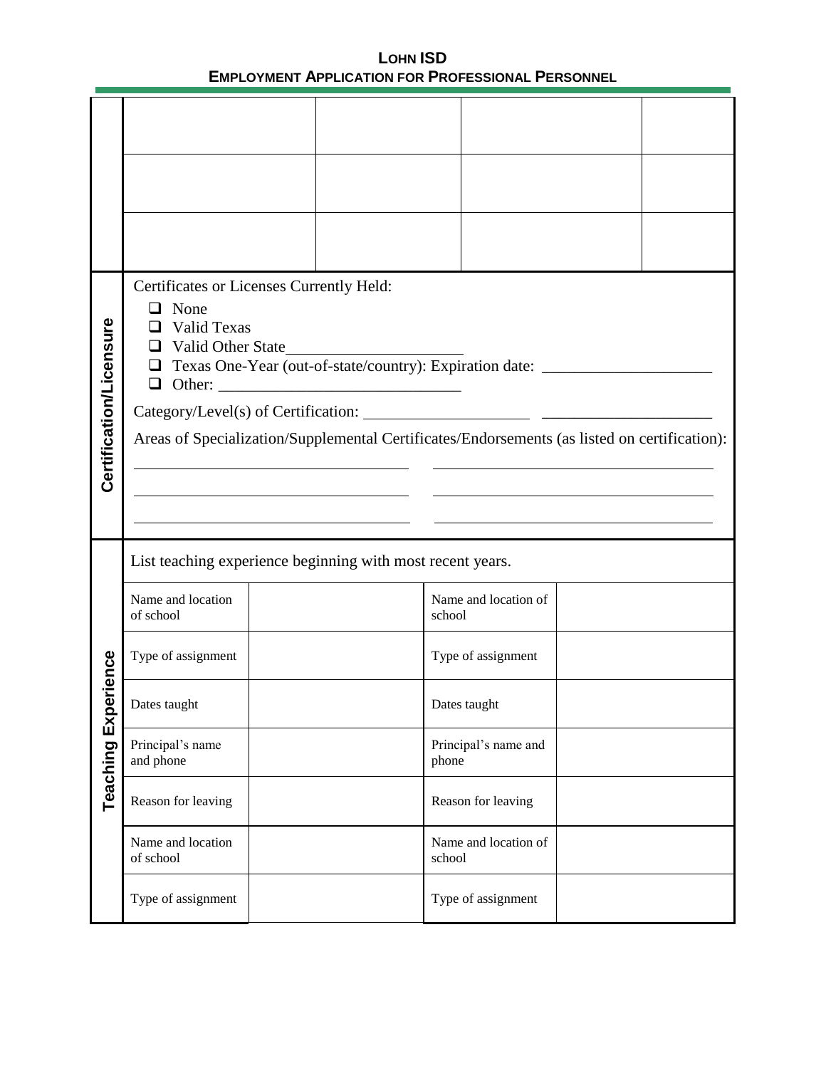# LOHN ISD
## EMPLOYMENT APPLICATION FOR PROFESSIONAL PERSONNEL

| | | | | |
|---|---|---|---|---|
| | | | | |
| | | | | |
| | | | | |

## Certification/Licensure

Certificates or Licenses Currently Held:

- ☐ None
- ☐ Valid Texas
- ☐ Valid Other State____________________
- ☐ Texas One-Year (out-of-state/country): Expiration date: ____________________
- ☐ Other: ______________________________

Category/Level(s) of Certification: ____________________ ____________________

Areas of Specialization/Supplemental Certificates/Endorsements (as listed on certification):

____________________________________ ____________________________________

____________________________________ ____________________________________

____________________________________ ____________________________________

## Teaching Experience

List teaching experience beginning with most recent years.

| | | | |
|---|---|---|---|
| Name and location of school | | Name and location of school | |
| Type of assignment | | Type of assignment | |
| Dates taught | | Dates taught | |
| Principal's name and phone | | Principal's name and phone | |
| Reason for leaving | | Reason for leaving | |
| Name and location of school | | Name and location of school | |
| Type of assignment | | Type of assignment | |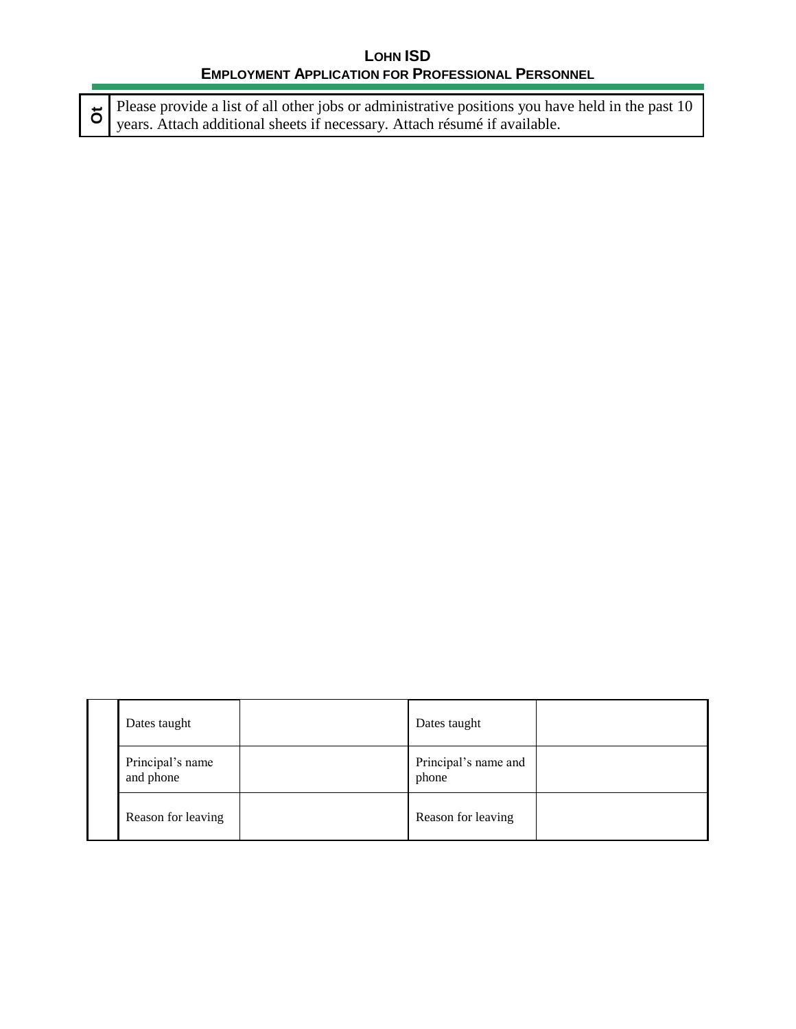**LOHN ISD**
**EMPLOYMENT APPLICATION FOR PROFESSIONAL PERSONNEL**

| 10 | Please provide a list of all other jobs or administrative positions you have held in the past 10 years. Attach additional sheets if necessary. Attach résumé if available. |
|---|---|

| | | | | |
|---|---|---|---|---|
| | Dates taught | | Dates taught | |
| | Principal's name and phone | | Principal's name and phone | |
| | Reason for leaving | | Reason for leaving | |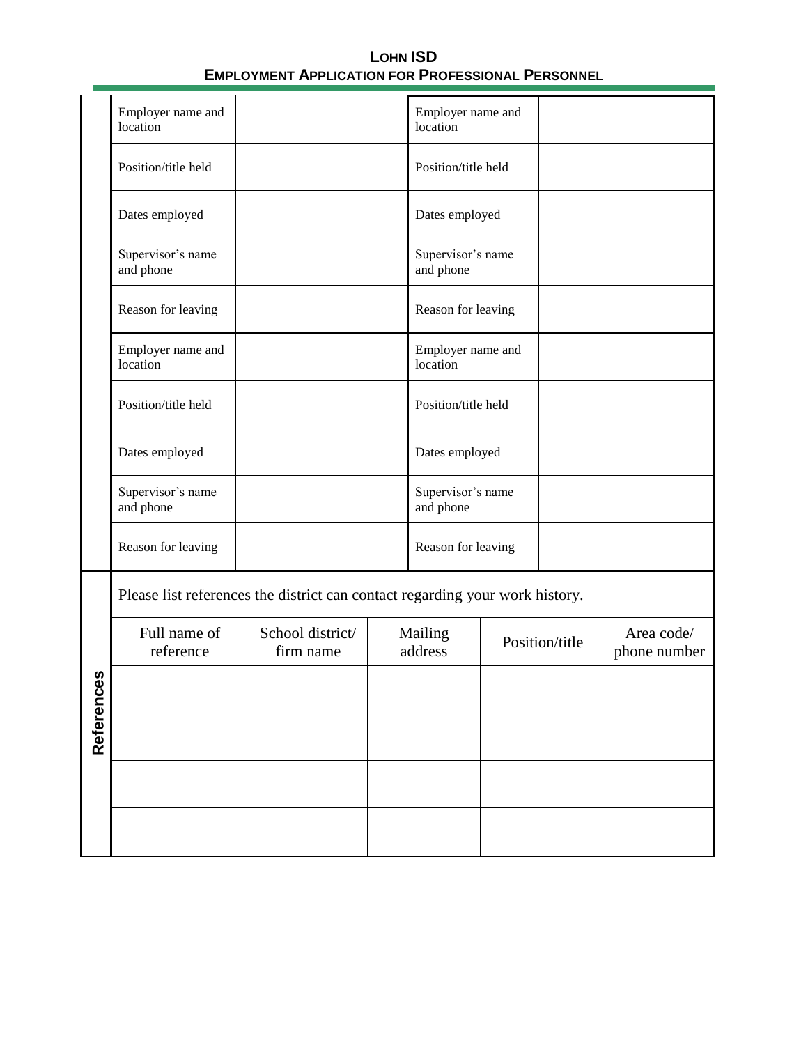# LOHN ISD
## EMPLOYMENT APPLICATION FOR PROFESSIONAL PERSONNEL

| | | | |
|---|---|---|---|
| Employer name and location | | Employer name and location | |
| Position/title held | | Position/title held | |
| Dates employed | | Dates employed | |
| Supervisor's name and phone | | Supervisor's name and phone | |
| Reason for leaving | | Reason for leaving | |
| Employer name and location | | Employer name and location | |
| Position/title held | | Position/title held | |
| Dates employed | | Dates employed | |
| Supervisor's name and phone | | Supervisor's name and phone | |
| Reason for leaving | | Reason for leaving | |

**References**

Please list references the district can contact regarding your work history.

| Full name of reference | School district/ firm name | Mailing address | Position/title | Area code/ phone number |
|---|---|---|---|---|
| | | | | |
| | | | | |
| | | | | |
| | | | | |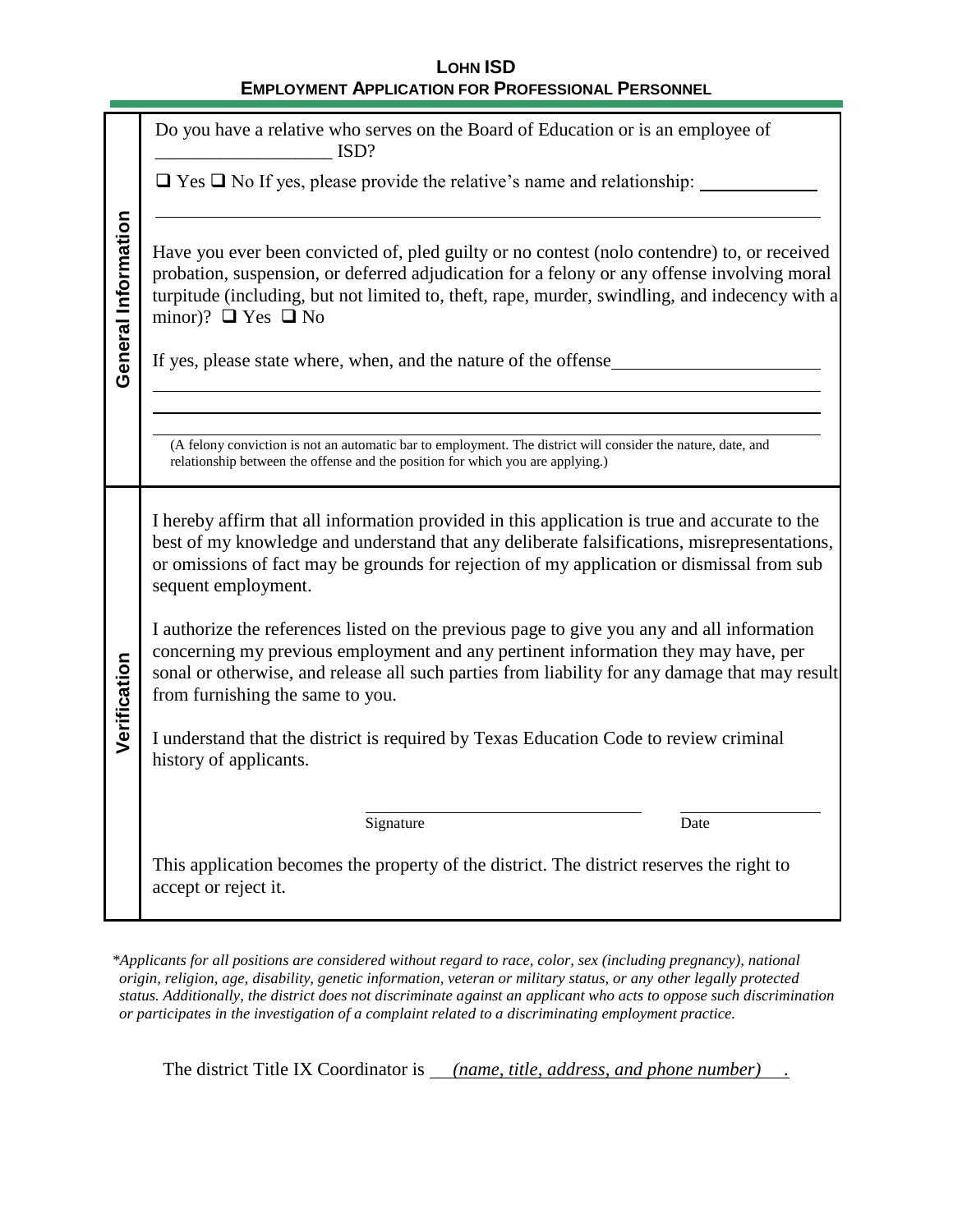**LOHN ISD**

**EMPLOYMENT APPLICATION FOR PROFESSIONAL PERSONNEL**

## General Information

Do you have a relative who serves on the Board of Education or is an employee of ___________________ ISD?

❑ Yes ❑ No If yes, please provide the relative's name and relationship: ____________

______________________________________________________________________________

Have you ever been convicted of, pled guilty or no contest (nolo contendre) to, or received probation, suspension, or deferred adjudication for a felony or any offense involving moral turpitude (including, but not limited to, theft, rape, murder, swindling, and indecency with a minor)? ❑ Yes ❑ No

If yes, please state where, when, and the nature of the offense______________________

______________________________________________________________________________

______________________________________________________________________________

______________________________________________________________________________

(A felony conviction is not an automatic bar to employment. The district will consider the nature, date, and relationship between the offense and the position for which you are applying.)

## Verification

I hereby affirm that all information provided in this application is true and accurate to the best of my knowledge and understand that any deliberate falsifications, misrepresentations, or omissions of fact may be grounds for rejection of my application or dismissal from sub sequent employment.

I authorize the references listed on the previous page to give you any and all information concerning my previous employment and any pertinent information they may have, per sonal or otherwise, and release all such parties from liability for any damage that may result from furnishing the same to you.

I understand that the district is required by Texas Education Code to review criminal history of applicants.

______________________________ ________________

Signature Date

This application becomes the property of the district. The district reserves the right to accept or reject it.

*\*Applicants for all positions are considered without regard to race, color, sex (including pregnancy), national origin, religion, age, disability, genetic information, veteran or military status, or any other legally protected status. Additionally, the district does not discriminate against an applicant who acts to oppose such discrimination or participates in the investigation of a complaint related to a discriminating employment practice.*

The district Title IX Coordinator is *(name, title, address, and phone number)* .